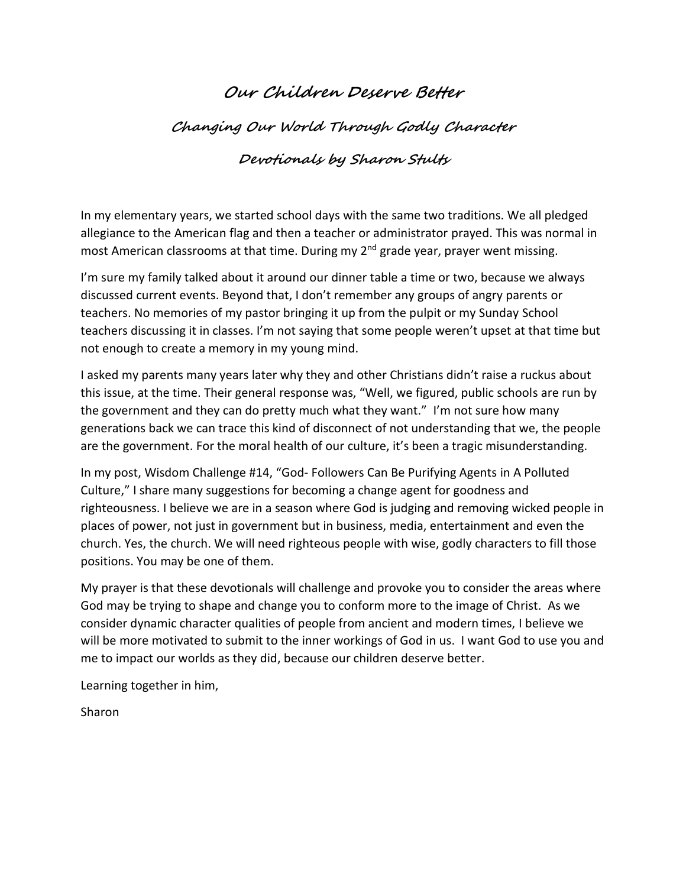# Our Children Deserve Better

## Changing Our World Through Godly Character

### Devotionals by Sharon Stults

In my elementary years, we started school days with the same two traditions. We all pledged allegiance to the American flag and then a teacher or administrator prayed. This was normal in most American classrooms at that time. During my 2nd grade year, prayer went missing.

I'm sure my family talked about it around our dinner table a time or two, because we always discussed current events. Beyond that, I don't remember any groups of angry parents or teachers. No memories of my pastor bringing it up from the pulpit or my Sunday School teachers discussing it in classes. I'm not saying that some people weren't upset at that time but not enough to create a memory in my young mind.

I asked my parents many years later why they and other Christians didn't raise a ruckus about this issue, at the time. Their general response was, "Well, we figured, public schools are run by the government and they can do pretty much what they want." I'm not sure how many generations back we can trace this kind of disconnect of not understanding that we, the people are the government. For the moral health of our culture, it's been a tragic misunderstanding.

In my post, Wisdom Challenge #14, "God- Followers Can Be Purifying Agents in A Polluted Culture," I share many suggestions for becoming a change agent for goodness and righteousness. I believe we are in a season where God is judging and removing wicked people in places of power, not just in government but in business, media, entertainment and even the church. Yes, the church. We will need righteous people with wise, godly characters to fill those positions. You may be one of them.

My prayer is that these devotionals will challenge and provoke you to consider the areas where God may be trying to shape and change you to conform more to the image of Christ. As we consider dynamic character qualities of people from ancient and modern times, I believe we will be more motivated to submit to the inner workings of God in us. I want God to use you and me to impact our worlds as they did, because our children deserve better.

Learning together in him,

Sharon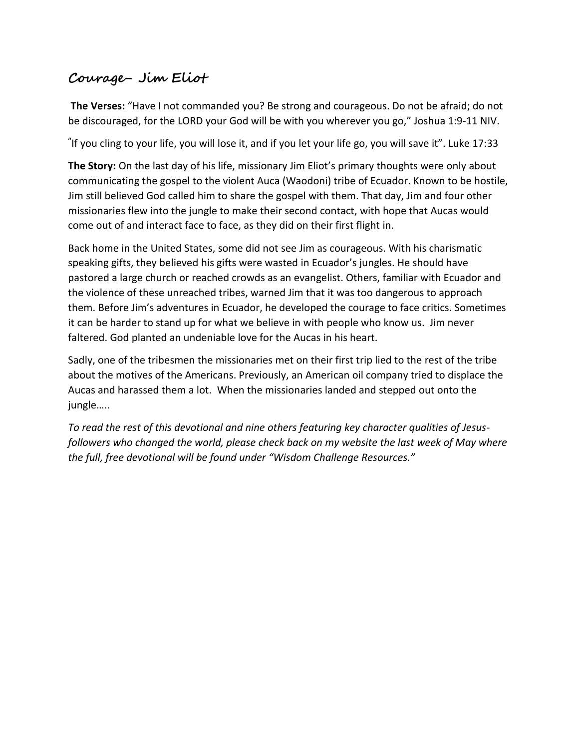## Courage- Jim Eliot

**The Verses:** "Have I not commanded you? Be strong and courageous. Do not be afraid; do not be discouraged, for the LORD your God will be with you wherever you go," Joshua 1:9-11 NIV.

"If you cling to your life, you will lose it, and if you let your life go, you will save it". Luke 17:33

**The Story:** On the last day of his life, missionary Jim Eliot's primary thoughts were only about communicating the gospel to the violent Auca (Waodoni) tribe of Ecuador. Known to be hostile, Jim still believed God called him to share the gospel with them. That day, Jim and four other missionaries flew into the jungle to make their second contact, with hope that Aucas would come out of and interact face to face, as they did on their first flight in.

Back home in the United States, some did not see Jim as courageous. With his charismatic speaking gifts, they believed his gifts were wasted in Ecuador's jungles. He should have pastored a large church or reached crowds as an evangelist. Others, familiar with Ecuador and the violence of these unreached tribes, warned Jim that it was too dangerous to approach them. Before Jim's adventures in Ecuador, he developed the courage to face critics. Sometimes it can be harder to stand up for what we believe in with people who know us. Jim never faltered. God planted an undeniable love for the Aucas in his heart.

Sadly, one of the tribesmen the missionaries met on their first trip lied to the rest of the tribe about the motives of the Americans. Previously, an American oil company tried to displace the Aucas and harassed them a lot. When the missionaries landed and stepped out onto the jungle…..

*To read the rest of this devotional and nine others featuring key character qualities of Jesus-followers who changed the world, please check back on my website the last week of May where the full, free devotional will be found under "Wisdom Challenge Resources."*